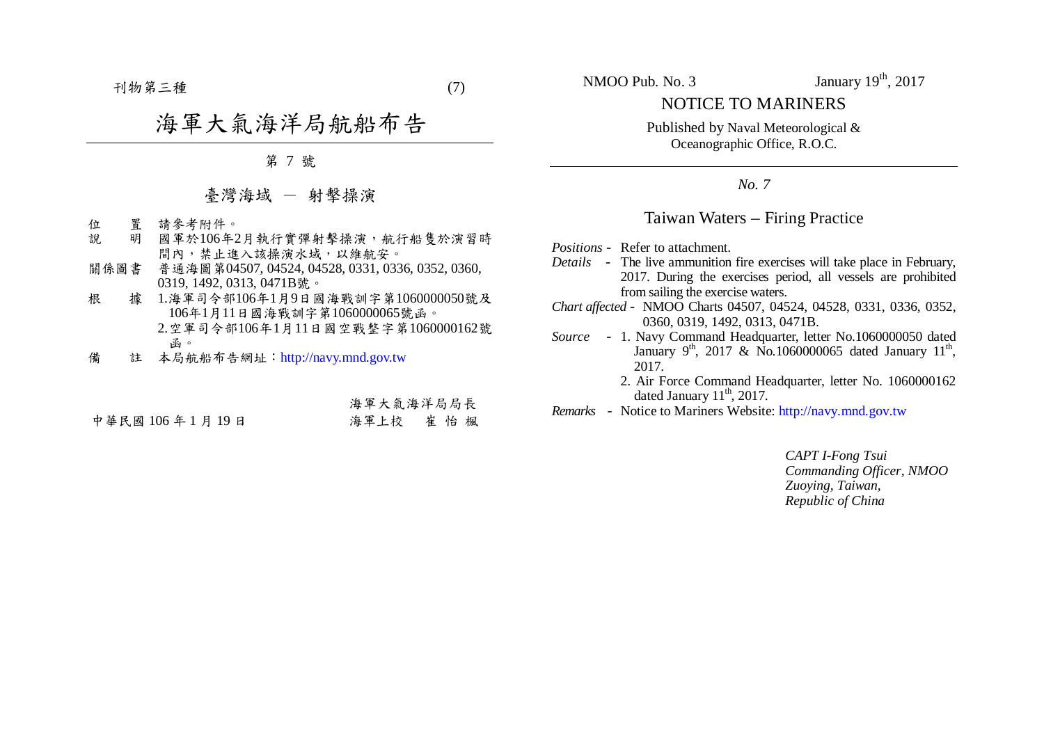刊物第三種

# 海軍大氣海洋局航船布告

## 第 7 號

### 臺灣海域 — 射擊操演

位　　置　請參考附件。

說　　明　國軍於106年2月執行實彈射擊操演，航行船隻於演習時間內，禁止進入該操演水域，以維航安。

關係圖書　普通海圖第04507, 04524, 04528, 0331, 0336, 0352, 0360, 0319, 1492, 0313, 0471B號。

根　　據　1.海軍司令部106年1月9日國海戰訓字第1060000050號及106年1月11日國海戰訓字第1060000065號函。
2.空軍司令部106年1月11日國空戰整字第1060000162號函。

備　　註　本局航船布告網址：http://navy.mnd.gov.tw

海軍大氣海洋局局長
海軍上校　崔怡楓

中華民國 106 年 1 月 19 日

---

NMOO Pub. No. 3　　January 19th, 2017

# NOTICE TO MARINERS

Published by Naval Meteorological & Oceanographic Office, R.O.C.

## *No. 7*

### Taiwan Waters – Firing Practice

*Positions* - Refer to attachment.

*Details* - The live ammunition fire exercises will take place in February, 2017. During the exercises period, all vessels are prohibited from sailing the exercise waters.

*Chart affected* - NMOO Charts 04507, 04524, 04528, 0331, 0336, 0352, 0360, 0319, 1492, 0313, 0471B.

*Source* - 1. Navy Command Headquarter, letter No.1060000050 dated January 9th, 2017 & No.1060000065 dated January 11th, 2017.
2. Air Force Command Headquarter, letter No. 1060000162 dated January 11th, 2017.

*Remarks* - Notice to Mariners Website: http://navy.mnd.gov.tw

*CAPT I-Fong Tsui*
*Commanding Officer, NMOO*
*Zuoying, Taiwan,*
*Republic of China*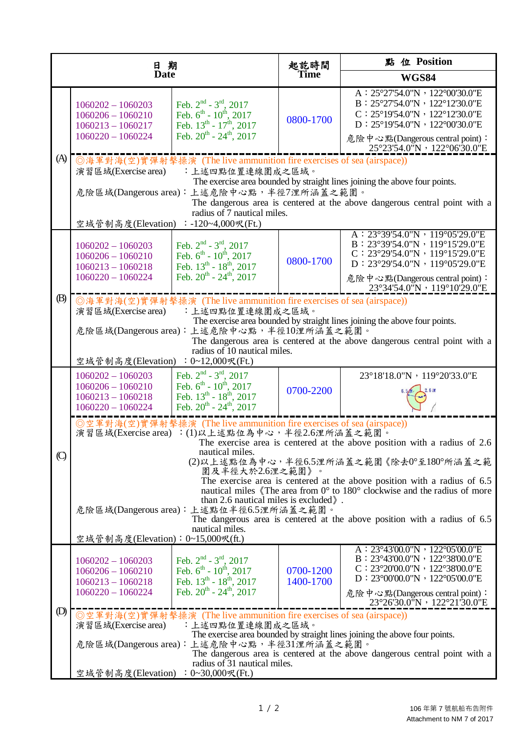| | 日 期 Date | | 起訖時間 Time | 點 位 Position WGS84 |
|---|---|---|---|---|
| (A) | 1060202 – 1060203<br>1060206 – 1060210<br>1060213 – 1060217<br>1060220 – 1060224 | Feb. 2nd - 3rd, 2017<br>Feb. 6th - 10th, 2017<br>Feb. 13th - 17th, 2017<br>Feb. 20th - 24th, 2017 | 0800-1700 | A：25°27'54.0"N，122°00'30.0"E<br>B：25°27'54.0"N，122°12'30.0"E<br>C：25°19'54.0"N，122°12'30.0"E<br>D：25°19'54.0"N，122°00'30.0"E<br>危險中心點(Dangerous central point)：25°23'54.0"N，122°06'30.0"E |
| | ◎海軍對海(空)實彈射擊操演 (The live ammunition fire exercises of sea (airspace))<br>演習區域(Exercise area)：上述四點位置連線圍成之區域。The exercise area bounded by straight lines joining the above four points.<br>危險區域(Dangerous area)：上述危險中心點，半徑7浬所涵蓋之範圍。The dangerous area is centered at the above dangerous central point with a radius of 7 nautical miles.<br>空域管制高度(Elevation)：-120~4,000呎(Ft.) | | | |
| (B) | 1060202 – 1060203<br>1060206 – 1060210<br>1060213 – 1060218<br>1060220 – 1060224 | Feb. 2nd - 3rd, 2017<br>Feb. 6th - 10th, 2017<br>Feb. 13th - 18th, 2017<br>Feb. 20th - 24th, 2017 | 0800-1700 | A：23°39'54.0"N，119°05'29.0"E<br>B：23°39'54.0"N，119°15'29.0"E<br>C：23°29'54.0"N，119°15'29.0"E<br>D：23°29'54.0"N，119°05'29.0"E<br>危險中心點(Dangerous central point)：23°34'54.0"N，119°10'29.0"E |
| | ◎海軍對海(空)實彈射擊操演 (The live ammunition fire exercises of sea (airspace))<br>演習區域(Exercise area)：上述四點位置連線圍成之區域。The exercise area bounded by straight lines joining the above four points.<br>危險區域(Dangerous area)：上述危險中心點，半徑10浬所涵蓋之範圍。The dangerous area is centered at the above dangerous central point with a radius of 10 nautical miles.<br>空域管制高度(Elevation)：0~12,000呎(Ft.) | | | |
| (C) | 1060202 – 1060203<br>1060206 – 1060210<br>1060213 – 1060218<br>1060220 – 1060224 | Feb. 2nd - 3rd, 2017<br>Feb. 6th - 10th, 2017<br>Feb. 13th - 18th, 2017<br>Feb. 20th - 24th, 2017 | 0700-2200 | 23°18'18.0"N，119°20'33.0"E<br>6.5浬 2.6浬 |
| | ◎空軍對海(空)實彈射擊操演 (The live ammunition fire exercises of sea (airspace))<br>演習區域(Exercise area)：(1)以上述點位為中心，半徑2.6浬所涵蓋之範圍。The exercise area is centered at the above position with a radius of 2.6 nautical miles.<br>(2)以上述點位為中心，半徑6.5浬所涵蓋之範圍《除去0°至180°所涵蓋之範圍及半徑大於2.6浬之範圍》。The exercise area is centered at the above position with a radius of 6.5 nautical miles《The area from 0° to 180° clockwise and the radius of more than 2.6 nautical miles is excluded》.<br>危險區域(Dangerous area)：上述點位半徑6.5浬所涵蓋之範圍。The dangerous area is centered at the above position with a radius of 6.5 nautical miles.<br>空域管制高度(Elevation)：0~15,000呎(ft.) | | | |
| (D) | 1060202 – 1060203<br>1060206 – 1060210<br>1060213 – 1060218<br>1060220 – 1060224 | Feb. 2nd - 3rd, 2017<br>Feb. 6th - 10th, 2017<br>Feb. 13th - 18th, 2017<br>Feb. 20th - 24th, 2017 | 0700-1200<br>1400-1700 | A：23°43'00.0"N，122°05'00.0"E<br>B：23°43'00.0"N，122°38'00.0"E<br>C：23°20'00.0"N，122°38'00.0"E<br>D：23°00'00.0"N，122°05'00.0"E<br>危險中心點(Dangerous central point)：23°26'30.0"N，122°21'30.0"E |
| | ◎空軍對海(空)實彈射擊操演 (The live ammunition fire exercises of sea (airspace))<br>演習區域(Exercise area)：上述四點位置連線圍成之區域。The exercise area bounded by straight lines joining the above four points.<br>危險區域(Dangerous area)：上述危險中心點，半徑31浬所涵蓋之範圍。The dangerous area is centered at the above dangerous central point with a radius of 31 nautical miles.<br>空域管制高度(Elevation)：0~30,000呎(Ft.) | | | |

106年第7號航船布告附件
Attachment to NM 7 of 2017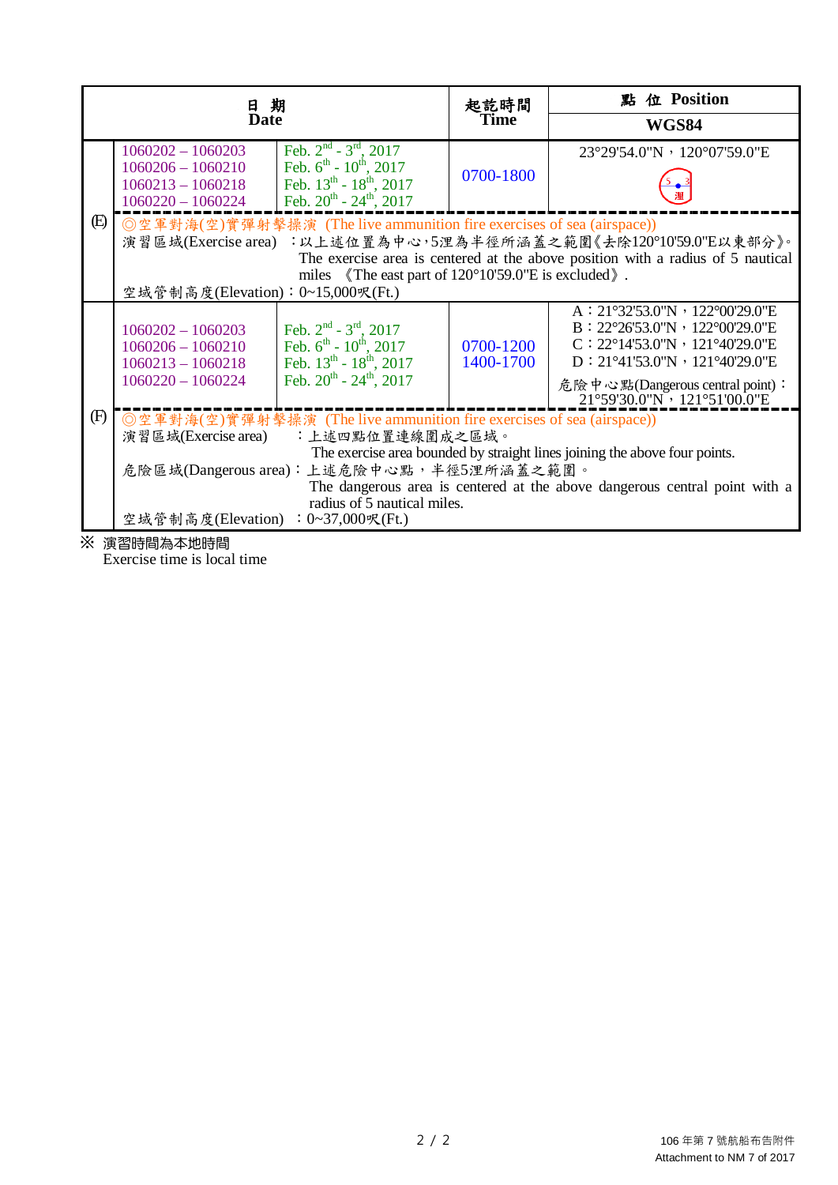| 日 期 Date | | | 起訖時間 Time | 點 位 Position WGS84 |
|---|---|---|---|---|
| (E) | 1060202 – 1060203<br>1060206 – 1060210<br>1060213 – 1060218<br>1060220 – 1060224 | Feb. 2nd - 3rd, 2017<br>Feb. 6th - 10th, 2017<br>Feb. 13th - 18th, 2017<br>Feb. 20th - 24th, 2017 | 0700-1800 | 23°29'54.0"N，120°07'59.0"E<br>5 浬 |
| | ◎空軍對海(空)實彈射擊操演 (The live ammunition fire exercises of sea (airspace))<br>演習區域(Exercise area) ：以上述位置為中心，5浬為半徑所涵蓋之範圍《去除120°10'59.0"E以東部分》。 The exercise area is centered at the above position with a radius of 5 nautical miles 《The east part of 120°10'59.0"E is excluded》.<br>空域管制高度(Elevation)：0~15,000呎(Ft.) | | | |
| (F) | 1060202 – 1060203<br>1060206 – 1060210<br>1060213 – 1060218<br>1060220 – 1060224 | Feb. 2nd - 3rd, 2017<br>Feb. 6th - 10th, 2017<br>Feb. 13th - 18th, 2017<br>Feb. 20th - 24th, 2017 | 0700-1200<br>1400-1700 | A：21°32'53.0"N，122°00'29.0"E<br>B：22°26'53.0"N，122°00'29.0"E<br>C：22°14'53.0"N，121°40'29.0"E<br>D：21°41'53.0"N，121°40'29.0"E<br>危險中心點(Dangerous central point)：21°59'30.0"N，121°51'00.0"E |
| | ◎空軍對海(空)實彈射擊操演 (The live ammunition fire exercises of sea (airspace))<br>演習區域(Exercise area) ：上述四點位置連線圍成之區域。 The exercise area bounded by straight lines joining the above four points.<br>危險區域(Dangerous area)：上述危險中心點，半徑5浬所涵蓋之範圍。 The dangerous area is centered at the above dangerous central point with a radius of 5 nautical miles.<br>空域管制高度(Elevation) ：0~37,000呎(Ft.) | | | |

※ 演習時間為本地時間
Exercise time is local time

106 年第 7 號航船布告附件
Attachment to NM 7 of 2017